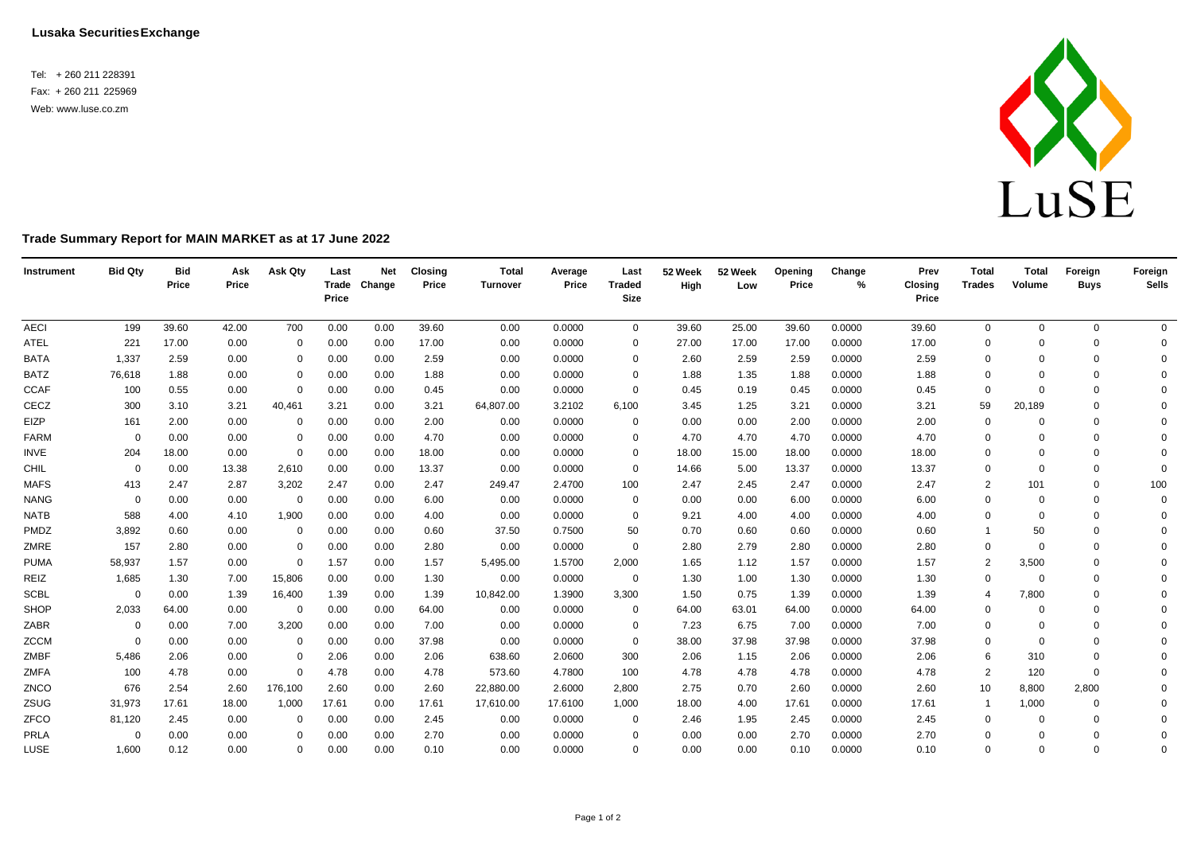**Lusaka Securities Exchange**

Tel: + 260 211 228391
Fax: + 260 211 225969
Web: www.luse.co.zm

LuSE

## Trade Summary Report for MAIN MARKET as at 17 June 2022

| Instrument | Bid Qty | Bid Price | Ask Price | Ask Qty | Last Trade Price | Net Change | Closing Price | Total Turnover | Average Price | Last Traded Size | 52 Week High | 52 Week Low | Opening Price | Change % | Prev Closing Price | Total Trades | Total Volume | Foreign Buys | Foreign Sells |
|---|---|---|---|---|---|---|---|---|---|---|---|---|---|---|---|---|---|---|---|
| AECI | 199 | 39.60 | 42.00 | 700 | 0.00 | 0.00 | 39.60 | 0.00 | 0.0000 | 0 | 39.60 | 25.00 | 39.60 | 0.0000 | 39.60 | 0 | 0 | 0 | 0 |
| ATEL | 221 | 17.00 | 0.00 | 0 | 0.00 | 0.00 | 17.00 | 0.00 | 0.0000 | 0 | 27.00 | 17.00 | 17.00 | 0.0000 | 17.00 | 0 | 0 | 0 | 0 |
| BATA | 1,337 | 2.59 | 0.00 | 0 | 0.00 | 0.00 | 2.59 | 0.00 | 0.0000 | 0 | 2.60 | 2.59 | 2.59 | 0.0000 | 2.59 | 0 | 0 | 0 | 0 |
| BATZ | 76,618 | 1.88 | 0.00 | 0 | 0.00 | 0.00 | 1.88 | 0.00 | 0.0000 | 0 | 1.88 | 1.35 | 1.88 | 0.0000 | 1.88 | 0 | 0 | 0 | 0 |
| CCAF | 100 | 0.55 | 0.00 | 0 | 0.00 | 0.00 | 0.45 | 0.00 | 0.0000 | 0 | 0.45 | 0.19 | 0.45 | 0.0000 | 0.45 | 0 | 0 | 0 | 0 |
| CECZ | 300 | 3.10 | 3.21 | 40,461 | 3.21 | 0.00 | 3.21 | 64,807.00 | 3.2102 | 6,100 | 3.45 | 1.25 | 3.21 | 0.0000 | 3.21 | 59 | 20,189 | 0 | 0 |
| EIZP | 161 | 2.00 | 0.00 | 0 | 0.00 | 0.00 | 2.00 | 0.00 | 0.0000 | 0 | 0.00 | 0.00 | 2.00 | 0.0000 | 2.00 | 0 | 0 | 0 | 0 |
| FARM | 0 | 0.00 | 0.00 | 0 | 0.00 | 0.00 | 4.70 | 0.00 | 0.0000 | 0 | 4.70 | 4.70 | 4.70 | 0.0000 | 4.70 | 0 | 0 | 0 | 0 |
| INVE | 204 | 18.00 | 0.00 | 0 | 0.00 | 0.00 | 18.00 | 0.00 | 0.0000 | 0 | 18.00 | 15.00 | 18.00 | 0.0000 | 18.00 | 0 | 0 | 0 | 0 |
| CHIL | 0 | 0.00 | 13.38 | 2,610 | 0.00 | 0.00 | 13.37 | 0.00 | 0.0000 | 0 | 14.66 | 5.00 | 13.37 | 0.0000 | 13.37 | 0 | 0 | 0 | 0 |
| MAFS | 413 | 2.47 | 2.87 | 3,202 | 2.47 | 0.00 | 2.47 | 249.47 | 2.4700 | 100 | 2.47 | 2.45 | 2.47 | 0.0000 | 2.47 | 2 | 101 | 0 | 100 |
| NANG | 0 | 0.00 | 0.00 | 0 | 0.00 | 0.00 | 6.00 | 0.00 | 0.0000 | 0 | 0.00 | 0.00 | 6.00 | 0.0000 | 6.00 | 0 | 0 | 0 | 0 |
| NATB | 588 | 4.00 | 4.10 | 1,900 | 0.00 | 0.00 | 4.00 | 0.00 | 0.0000 | 0 | 9.21 | 4.00 | 4.00 | 0.0000 | 4.00 | 0 | 0 | 0 | 0 |
| PMDZ | 3,892 | 0.60 | 0.00 | 0 | 0.00 | 0.00 | 0.60 | 37.50 | 0.7500 | 50 | 0.70 | 0.60 | 0.60 | 0.0000 | 0.60 | 1 | 50 | 0 | 0 |
| ZMRE | 157 | 2.80 | 0.00 | 0 | 0.00 | 0.00 | 2.80 | 0.00 | 0.0000 | 0 | 2.80 | 2.79 | 2.80 | 0.0000 | 2.80 | 0 | 0 | 0 | 0 |
| PUMA | 58,937 | 1.57 | 0.00 | 0 | 1.57 | 0.00 | 1.57 | 5,495.00 | 1.5700 | 2,000 | 1.65 | 1.12 | 1.57 | 0.0000 | 1.57 | 2 | 3,500 | 0 | 0 |
| REIZ | 1,685 | 1.30 | 7.00 | 15,806 | 0.00 | 0.00 | 1.30 | 0.00 | 0.0000 | 0 | 1.30 | 1.00 | 1.30 | 0.0000 | 1.30 | 0 | 0 | 0 | 0 |
| SCBL | 0 | 0.00 | 1.39 | 16,400 | 1.39 | 0.00 | 1.39 | 10,842.00 | 1.3900 | 3,300 | 1.50 | 0.75 | 1.39 | 0.0000 | 1.39 | 4 | 7,800 | 0 | 0 |
| SHOP | 2,033 | 64.00 | 0.00 | 0 | 0.00 | 0.00 | 64.00 | 0.00 | 0.0000 | 0 | 64.00 | 63.01 | 64.00 | 0.0000 | 64.00 | 0 | 0 | 0 | 0 |
| ZABR | 0 | 0.00 | 7.00 | 3,200 | 0.00 | 0.00 | 7.00 | 0.00 | 0.0000 | 0 | 7.23 | 6.75 | 7.00 | 0.0000 | 7.00 | 0 | 0 | 0 | 0 |
| ZCCM | 0 | 0.00 | 0.00 | 0 | 0.00 | 0.00 | 37.98 | 0.00 | 0.0000 | 0 | 38.00 | 37.98 | 37.98 | 0.0000 | 37.98 | 0 | 0 | 0 | 0 |
| ZMBF | 5,486 | 2.06 | 0.00 | 0 | 2.06 | 0.00 | 2.06 | 638.60 | 2.0600 | 300 | 2.06 | 1.15 | 2.06 | 0.0000 | 2.06 | 6 | 310 | 0 | 0 |
| ZMFA | 100 | 4.78 | 0.00 | 0 | 4.78 | 0.00 | 4.78 | 573.60 | 4.7800 | 100 | 4.78 | 4.78 | 4.78 | 0.0000 | 4.78 | 2 | 120 | 0 | 0 |
| ZNCO | 676 | 2.54 | 2.60 | 176,100 | 2.60 | 0.00 | 2.60 | 22,880.00 | 2.6000 | 2,800 | 2.75 | 0.70 | 2.60 | 0.0000 | 2.60 | 10 | 8,800 | 2,800 | 0 |
| ZSUG | 31,973 | 17.61 | 18.00 | 1,000 | 17.61 | 0.00 | 17.61 | 17,610.00 | 17.6100 | 1,000 | 18.00 | 4.00 | 17.61 | 0.0000 | 17.61 | 1 | 1,000 | 0 | 0 |
| ZFCO | 81,120 | 2.45 | 0.00 | 0 | 0.00 | 0.00 | 2.45 | 0.00 | 0.0000 | 0 | 2.46 | 1.95 | 2.45 | 0.0000 | 2.45 | 0 | 0 | 0 | 0 |
| PRLA | 0 | 0.00 | 0.00 | 0 | 0.00 | 0.00 | 2.70 | 0.00 | 0.0000 | 0 | 0.00 | 0.00 | 2.70 | 0.0000 | 2.70 | 0 | 0 | 0 | 0 |
| LUSE | 1,600 | 0.12 | 0.00 | 0 | 0.00 | 0.00 | 0.10 | 0.00 | 0.0000 | 0 | 0.00 | 0.00 | 0.10 | 0.0000 | 0.10 | 0 | 0 | 0 | 0 |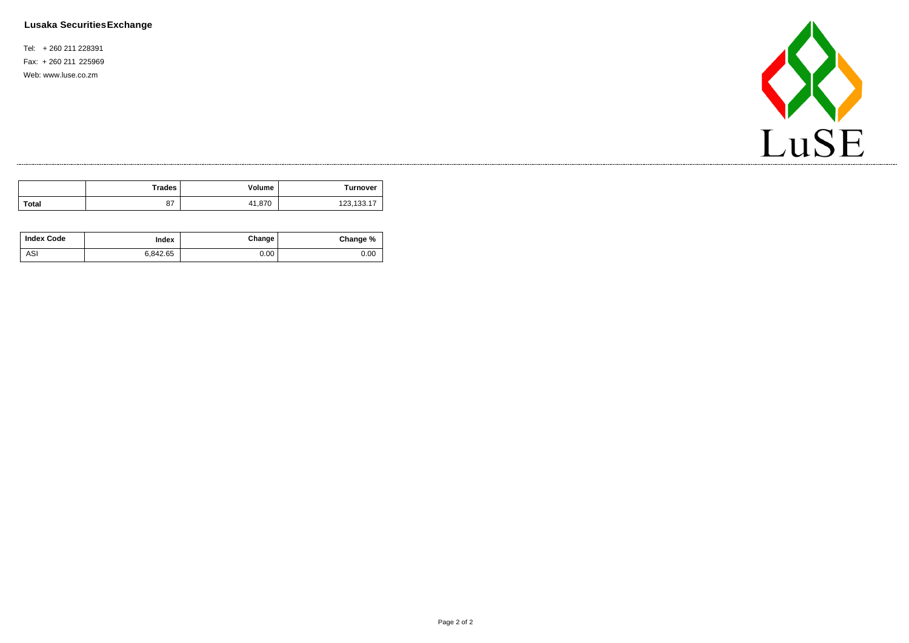**Lusaka Securities Exchange**

Tel: + 260 211 228391

Fax: + 260 211 225969

Web: www.luse.co.zm

LuSE

| | Trades | Volume | Turnover |
|---|---|---|---|
| **Total** | 87 | 41,870 | 123,133.17 |

| Index Code | Index | Change | Change % |
|---|---|---|---|
| ASI | 6,842.65 | 0.00 | 0.00 |